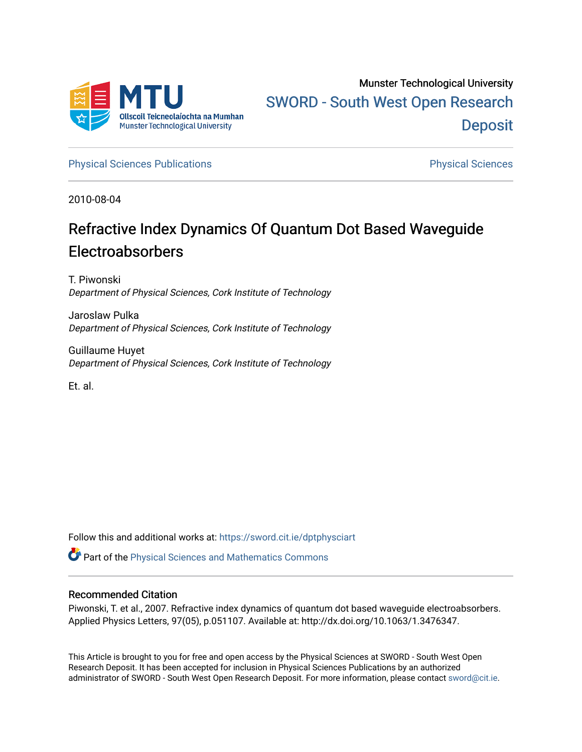Munster Technological University

SWORD - South West Open Research Deposit

Physical Sciences Publications | Physical Sciences

2010-08-04

# Refractive Index Dynamics Of Quantum Dot Based Waveguide Electroabsorbers

T. Piwonski
*Department of Physical Sciences, Cork Institute of Technology*

Jaroslaw Pulka
*Department of Physical Sciences, Cork Institute of Technology*

Guillaume Huyet
*Department of Physical Sciences, Cork Institute of Technology*

Et. al.

Follow this and additional works at: https://sword.cit.ie/dptphysciart

Part of the Physical Sciences and Mathematics Commons

## Recommended Citation

Piwonski, T. et al., 2007. Refractive index dynamics of quantum dot based waveguide electroabsorbers. Applied Physics Letters, 97(05), p.051107. Available at: http://dx.doi.org/10.1063/1.3476347.

This Article is brought to you for free and open access by the Physical Sciences at SWORD - South West Open Research Deposit. It has been accepted for inclusion in Physical Sciences Publications by an authorized administrator of SWORD - South West Open Research Deposit. For more information, please contact sword@cit.ie.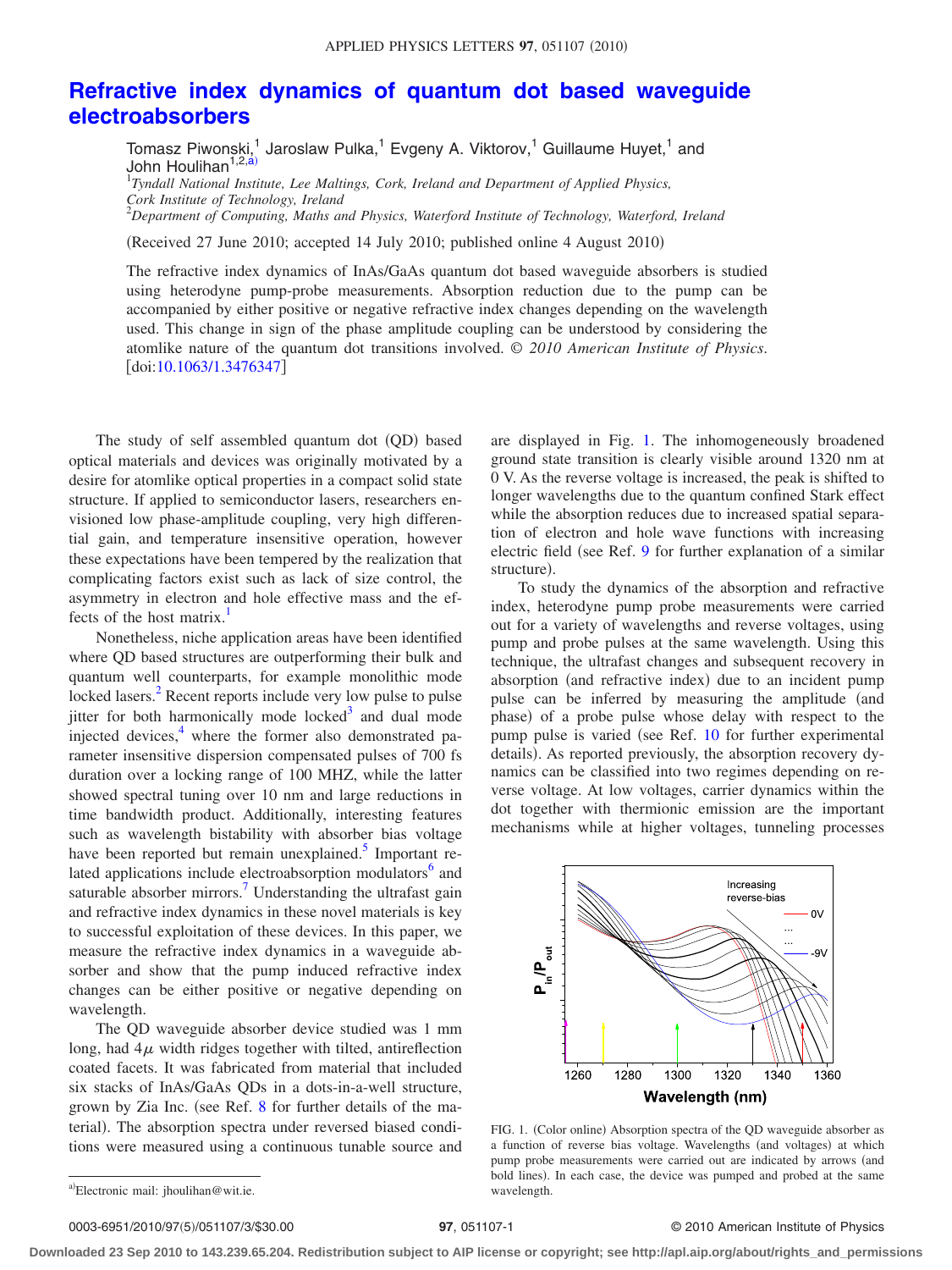# Refractive index dynamics of quantum dot based waveguide electroabsorbers

Tomasz Piwonski,[1] Jaroslaw Pulka,[1] Evgeny A. Viktorov,[1] Guillaume Huyet,[1] and John Houlihan[1,2,a)]

[1]*Tyndall National Institute, Lee Maltings, Cork, Ireland and Department of Applied Physics, Cork Institute of Technology, Ireland*
[2]*Department of Computing, Maths and Physics, Waterford Institute of Technology, Waterford, Ireland*

(Received 27 June 2010; accepted 14 July 2010; published online 4 August 2010)

The refractive index dynamics of InAs/GaAs quantum dot based waveguide absorbers is studied using heterodyne pump-probe measurements. Absorption reduction due to the pump can be accompanied by either positive or negative refractive index changes depending on the wavelength used. This change in sign of the phase amplitude coupling can be understood by considering the atomlike nature of the quantum dot transitions involved. © *2010 American Institute of Physics*. [doi:10.1063/1.3476347]

The study of self assembled quantum dot (QD) based optical materials and devices was originally motivated by a desire for atomlike optical properties in a compact solid state structure. If applied to semiconductor lasers, researchers envisioned low phase-amplitude coupling, very high differential gain, and temperature insensitive operation, however these expectations have been tempered by the realization that complicating factors exist such as lack of size control, the asymmetry in electron and hole effective mass and the effects of the host matrix.[1]

Nonetheless, niche application areas have been identified where QD based structures are outperforming their bulk and quantum well counterparts, for example monolithic mode locked lasers.[2] Recent reports include very low pulse to pulse jitter for both harmonically mode locked[3] and dual mode injected devices,[4] where the former also demonstrated parameter insensitive dispersion compensated pulses of 700 fs duration over a locking range of 100 MHZ, while the latter showed spectral tuning over 10 nm and large reductions in time bandwidth product. Additionally, interesting features such as wavelength bistability with absorber bias voltage have been reported but remain unexplained.[5] Important related applications include electroabsorption modulators[6] and saturable absorber mirrors.[7] Understanding the ultrafast gain and refractive index dynamics in these novel materials is key to successful exploitation of these devices. In this paper, we measure the refractive index dynamics in a waveguide absorber and show that the pump induced refractive index changes can be either positive or negative depending on wavelength.

The QD waveguide absorber device studied was 1 mm long, had 4$\mu$ width ridges together with tilted, antireflection coated facets. It was fabricated from material that included six stacks of InAs/GaAs QDs in a dots-in-a-well structure, grown by Zia Inc. (see Ref. 8 for further details of the material). The absorption spectra under reversed biased conditions were measured using a continuous tunable source and are displayed in Fig. 1. The inhomogeneously broadened ground state transition is clearly visible around 1320 nm at 0 V. As the reverse voltage is increased, the peak is shifted to longer wavelengths due to the quantum confined Stark effect while the absorption reduces due to increased spatial separation of electron and hole wave functions with increasing electric field (see Ref. 9 for further explanation of a similar structure).

To study the dynamics of the absorption and refractive index, heterodyne pump probe measurements were carried out for a variety of wavelengths and reverse voltages, using pump and probe pulses at the same wavelength. Using this technique, the ultrafast changes and subsequent recovery in absorption (and refractive index) due to an incident pump pulse can be inferred by measuring the amplitude (and phase) of a probe pulse whose delay with respect to the pump pulse is varied (see Ref. 10 for further experimental details). As reported previously, the absorption recovery dynamics can be classified into two regimes depending on reverse voltage. At low voltages, carrier dynamics within the dot together with thermionic emission are the important mechanisms while at higher voltages, tunneling processes

FIG. 1. (Color online) Absorption spectra of the QD waveguide absorber as a function of reverse bias voltage. Wavelengths (and voltages) at which pump probe measurements were carried out are indicated by arrows (and bold lines). In each case, the device was pumped and probed at the same wavelength.

a)Electronic mail: jhoulihan@wit.ie.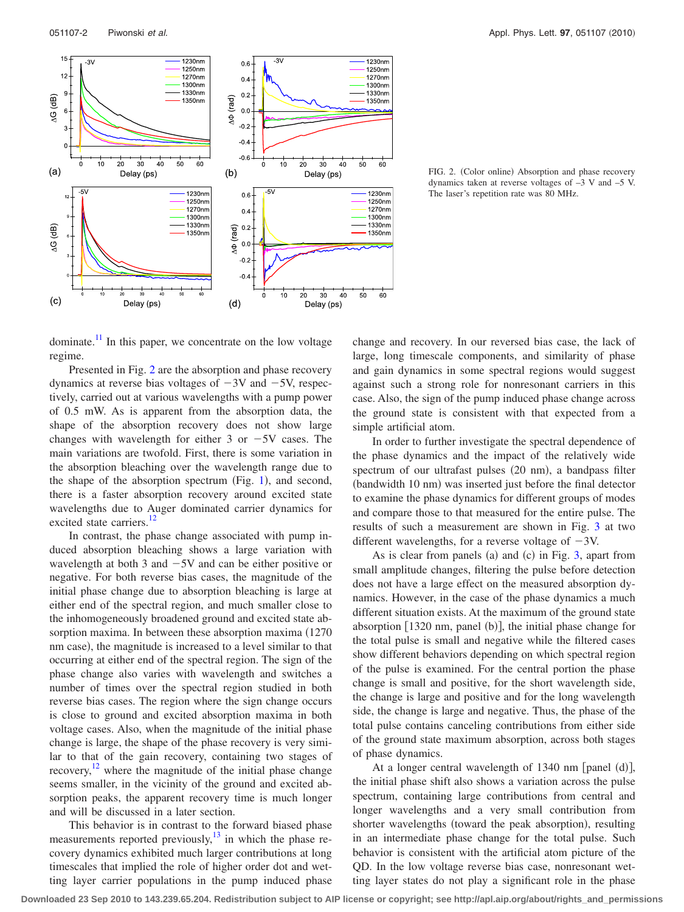FIG. 2. (Color online) Absorption and phase recovery dynamics taken at reverse voltages of –3 V and –5 V. The laser's repetition rate was 80 MHz.

dominate.[11] In this paper, we concentrate on the low voltage regime.

Presented in Fig. 2 are the absorption and phase recovery dynamics at reverse bias voltages of −3V and −5V, respectively, carried out at various wavelengths with a pump power of 0.5 mW. As is apparent from the absorption data, the shape of the absorption recovery does not show large changes with wavelength for either 3 or −5V cases. The main variations are twofold. First, there is some variation in the absorption bleaching over the wavelength range due to the shape of the absorption spectrum (Fig. 1), and second, there is a faster absorption recovery around excited state wavelengths due to Auger dominated carrier dynamics for excited state carriers.[12]

In contrast, the phase change associated with pump induced absorption bleaching shows a large variation with wavelength at both 3 and −5V and can be either positive or negative. For both reverse bias cases, the magnitude of the initial phase change due to absorption bleaching is large at either end of the spectral region, and much smaller close to the inhomogeneously broadened ground and excited state absorption maxima. In between these absorption maxima (1270 nm case), the magnitude is increased to a level similar to that occurring at either end of the spectral region. The sign of the phase change also varies with wavelength and switches a number of times over the spectral region studied in both reverse bias cases. The region where the sign change occurs is close to ground and excited absorption maxima in both voltage cases. Also, when the magnitude of the initial phase change is large, the shape of the phase recovery is very similar to that of the gain recovery, containing two stages of recovery,[12] where the magnitude of the initial phase change seems smaller, in the vicinity of the ground and excited absorption peaks, the apparent recovery time is much longer and will be discussed in a later section.

This behavior is in contrast to the forward biased phase measurements reported previously,[13] in which the phase recovery dynamics exhibited much larger contributions at long timescales that implied the role of higher order dot and wetting layer carrier populations in the pump induced phase change and recovery. In our reversed bias case, the lack of large, long timescale components, and similarity of phase and gain dynamics in some spectral regions would suggest against such a strong role for nonresonant carriers in this case. Also, the sign of the pump induced phase change across the ground state is consistent with that expected from a simple artificial atom.

In order to further investigate the spectral dependence of the phase dynamics and the impact of the relatively wide spectrum of our ultrafast pulses (20 nm), a bandpass filter (bandwidth 10 nm) was inserted just before the final detector to examine the phase dynamics for different groups of modes and compare those to that measured for the entire pulse. The results of such a measurement are shown in Fig. 3 at two different wavelengths, for a reverse voltage of −3V.

As is clear from panels (a) and (c) in Fig. 3, apart from small amplitude changes, filtering the pulse before detection does not have a large effect on the measured absorption dynamics. However, in the case of the phase dynamics a much different situation exists. At the maximum of the ground state absorption [1320 nm, panel (b)], the initial phase change for the total pulse is small and negative while the filtered cases show different behaviors depending on which spectral region of the pulse is examined. For the central portion the phase change is small and positive, for the short wavelength side, the change is large and positive and for the long wavelength side, the change is large and negative. Thus, the phase of the total pulse contains canceling contributions from either side of the ground state maximum absorption, across both stages of phase dynamics.

At a longer central wavelength of 1340 nm [panel (d)], the initial phase shift also shows a variation across the pulse spectrum, containing large contributions from central and longer wavelengths and a very small contribution from shorter wavelengths (toward the peak absorption), resulting in an intermediate phase change for the total pulse. Such behavior is consistent with the artificial atom picture of the QD. In the low voltage reverse bias case, nonresonant wetting layer states do not play a significant role in the phase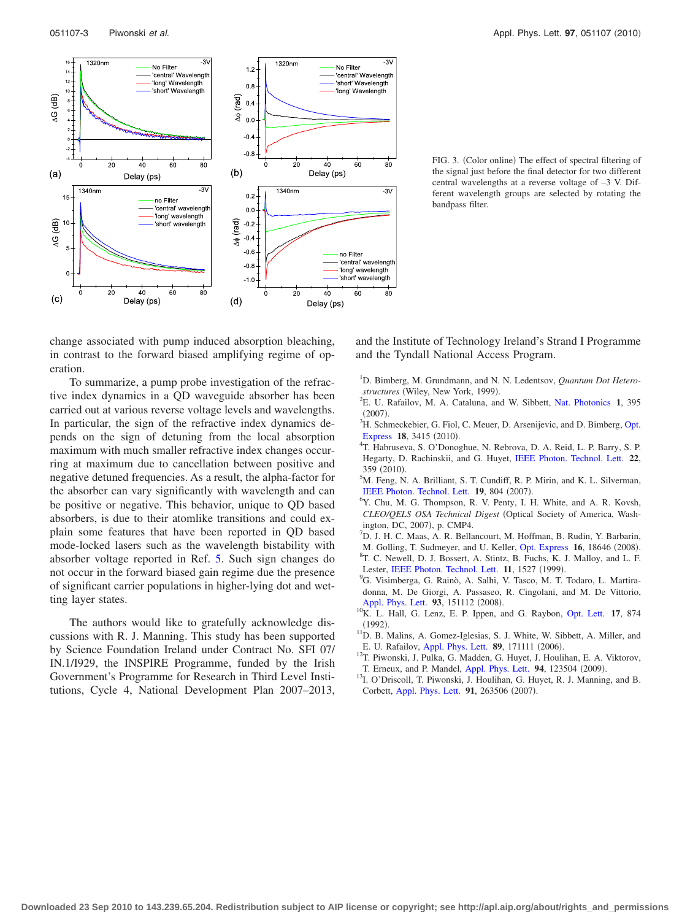(a)

1320nm -3V

No Filter
'central' Wavelength
'long' Wavelength
'short' Wavelength

ΔG (dB)

Delay (ps)

(b)

1320nm -3V

No Filter
'central' Wavelength
'short' Wavelength
'long' Wavelength

Δϕ (rad)

Delay (ps)

(c)

1340nm -3V

no Filter
'central' wavelength
'long' wavelength
'short' wavelength

ΔG (dB)

Delay (ps)

(d)

1340nm -3V

no Filter
'central' wavelength
'long' wavelength
'short' wavelength

Δϕ (rad)

Delay (ps)

FIG. 3. (Color online) The effect of spectral filtering of the signal just before the final detector for two different central wavelengths at a reverse voltage of –3 V. Different wavelength groups are selected by rotating the bandpass filter.

change associated with pump induced absorption bleaching, in contrast to the forward biased amplifying regime of operation.

To summarize, a pump probe investigation of the refractive index dynamics in a QD waveguide absorber has been carried out at various reverse voltage levels and wavelengths. In particular, the sign of the refractive index dynamics depends on the sign of detuning from the local absorption maximum with much smaller refractive index changes occurring at maximum due to cancellation between positive and negative detuned frequencies. As a result, the alpha-factor for the absorber can vary significantly with wavelength and can be positive or negative. This behavior, unique to QD based absorbers, is due to their atomlike transitions and could explain some features that have been reported in QD based mode-locked lasers such as the wavelength bistability with absorber voltage reported in Ref. 5. Such sign changes do not occur in the forward biased gain regime due the presence of significant carrier populations in higher-lying dot and wetting layer states.

The authors would like to gratefully acknowledge discussions with R. J. Manning. This study has been supported by Science Foundation Ireland under Contract No. SFI 07/IN.1/I929, the INSPIRE Programme, funded by the Irish Government's Programme for Research in Third Level Institutions, Cycle 4, National Development Plan 2007–2013, and the Institute of Technology Ireland's Strand I Programme and the Tyndall National Access Program.

[1] D. Bimberg, M. Grundmann, and N. N. Ledentsov, *Quantum Dot Heterostructures* (Wiley, New York, 1999).

[2] E. U. Rafailov, M. A. Cataluna, and W. Sibbett, Nat. Photonics **1**, 395 (2007).

[3] H. Schmeckebier, G. Fiol, C. Meuer, D. Arsenijevic, and D. Bimberg, Opt. Express **18**, 3415 (2010).

[4] T. Habruseva, S. O'Donoghue, N. Rebrova, D. A. Reid, L. P. Barry, S. P. Hegarty, D. Rachinskii, and G. Huyet, IEEE Photon. Technol. Lett. **22**, 359 (2010).

[5] M. Feng, N. A. Brilliant, S. T. Cundiff, R. P. Mirin, and K. L. Silverman, IEEE Photon. Technol. Lett. **19**, 804 (2007).

[6] Y. Chu, M. G. Thompson, R. V. Penty, I. H. White, and A. R. Kovsh, *CLEO/QELS OSA Technical Digest* (Optical Society of America, Washington, DC, 2007), p. CMP4.

[7] D. J. H. C. Maas, A. R. Bellancourt, M. Hoffman, B. Rudin, Y. Barbarin, M. Golling, T. Sudmeyer, and U. Keller, Opt. Express **16**, 18646 (2008).

[8] T. C. Newell, D. J. Bossert, A. Stintz, B. Fuchs, K. J. Malloy, and L. F. Lester, IEEE Photon. Technol. Lett. **11**, 1527 (1999).

[9] G. Visimberga, G. Rainò, A. Salhi, V. Tasco, M. T. Todaro, L. Martiradonna, M. De Giorgi, A. Passaseo, R. Cingolani, and M. De Vittorio, Appl. Phys. Lett. **93**, 151112 (2008).

[10] K. L. Hall, G. Lenz, E. P. Ippen, and G. Raybon, Opt. Lett. **17**, 874 (1992).

[11] D. B. Malins, A. Gomez-Iglesias, S. J. White, W. Sibbett, A. Miller, and E. U. Rafailov, Appl. Phys. Lett. **89**, 171111 (2006).

[12] T. Piwonski, J. Pulka, G. Madden, G. Huyet, J. Houlihan, E. A. Viktorov, T. Erneux, and P. Mandel, Appl. Phys. Lett. **94**, 123504 (2009).

[13] I. O'Driscoll, T. Piwonski, J. Houlihan, G. Huyet, R. J. Manning, and B. Corbett, Appl. Phys. Lett. **91**, 263506 (2007).